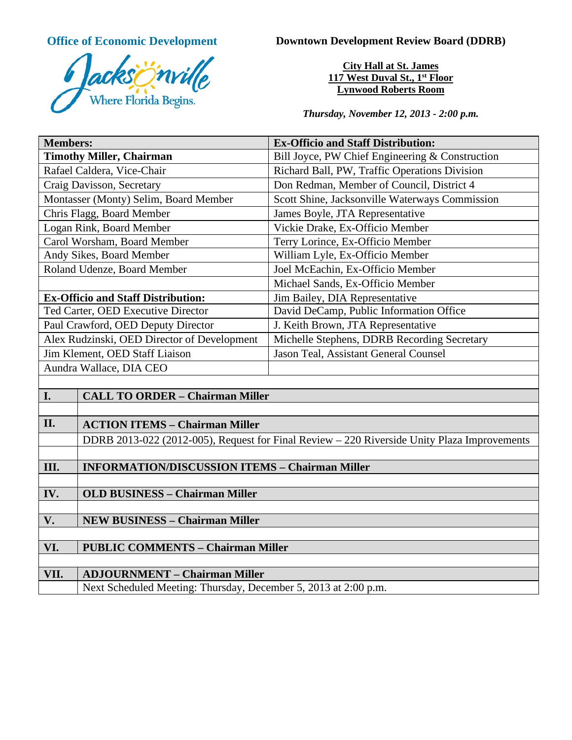**Office of Economic Development**

Jacksonville
Where Florida Begins.

**Downtown Development Review Board (DDRB)**

**City Hall at St. James**
**117 West Duval St., 1st Floor**
**Lynwood Roberts Room**

***Thursday, November 12, 2013 - 2:00 p.m.***

| **Members:** | **Ex-Officio and Staff Distribution:** |
|---|---|
| **Timothy Miller, Chairman** | Bill Joyce, PW Chief Engineering & Construction |
| Rafael Caldera, Vice-Chair | Richard Ball, PW, Traffic Operations Division |
| Craig Davisson, Secretary | Don Redman, Member of Council, District 4 |
| Montasser (Monty) Selim, Board Member | Scott Shine, Jacksonville Waterways Commission |
| Chris Flagg, Board Member | James Boyle, JTA Representative |
| Logan Rink, Board Member | Vickie Drake, Ex-Officio Member |
| Carol Worsham, Board Member | Terry Lorince, Ex-Officio Member |
| Andy Sikes, Board Member | William Lyle, Ex-Officio Member |
| Roland Udenze, Board Member | Joel McEachin, Ex-Officio Member |
| | Michael Sands, Ex-Officio Member |
| **Ex-Officio and Staff Distribution:** | Jim Bailey, DIA Representative |
| Ted Carter, OED Executive Director | David DeCamp, Public Information Office |
| Paul Crawford, OED Deputy Director | J. Keith Brown, JTA Representative |
| Alex Rudzinski, OED Director of Development | Michelle Stephens, DDRB Recording Secretary |
| Jim Klement, OED Staff Liaison | Jason Teal, Assistant General Counsel |
| Aundra Wallace, DIA CEO | |

| | |
|---|---|
| **I.** | **CALL TO ORDER – Chairman Miller** |
| | |
| **II.** | **ACTION ITEMS – Chairman Miller** |
| | DDRB 2013-022 (2012-005), Request for Final Review – 220 Riverside Unity Plaza Improvements |
| | |
| **III.** | **INFORMATION/DISCUSSION ITEMS – Chairman Miller** |
| | |
| **IV.** | **OLD BUSINESS – Chairman Miller** |
| | |
| **V.** | **NEW BUSINESS – Chairman Miller** |
| | |
| **VI.** | **PUBLIC COMMENTS – Chairman Miller** |
| | |
| **VII.** | **ADJOURNMENT – Chairman Miller** |
| | Next Scheduled Meeting: Thursday, December 5, 2013 at 2:00 p.m. |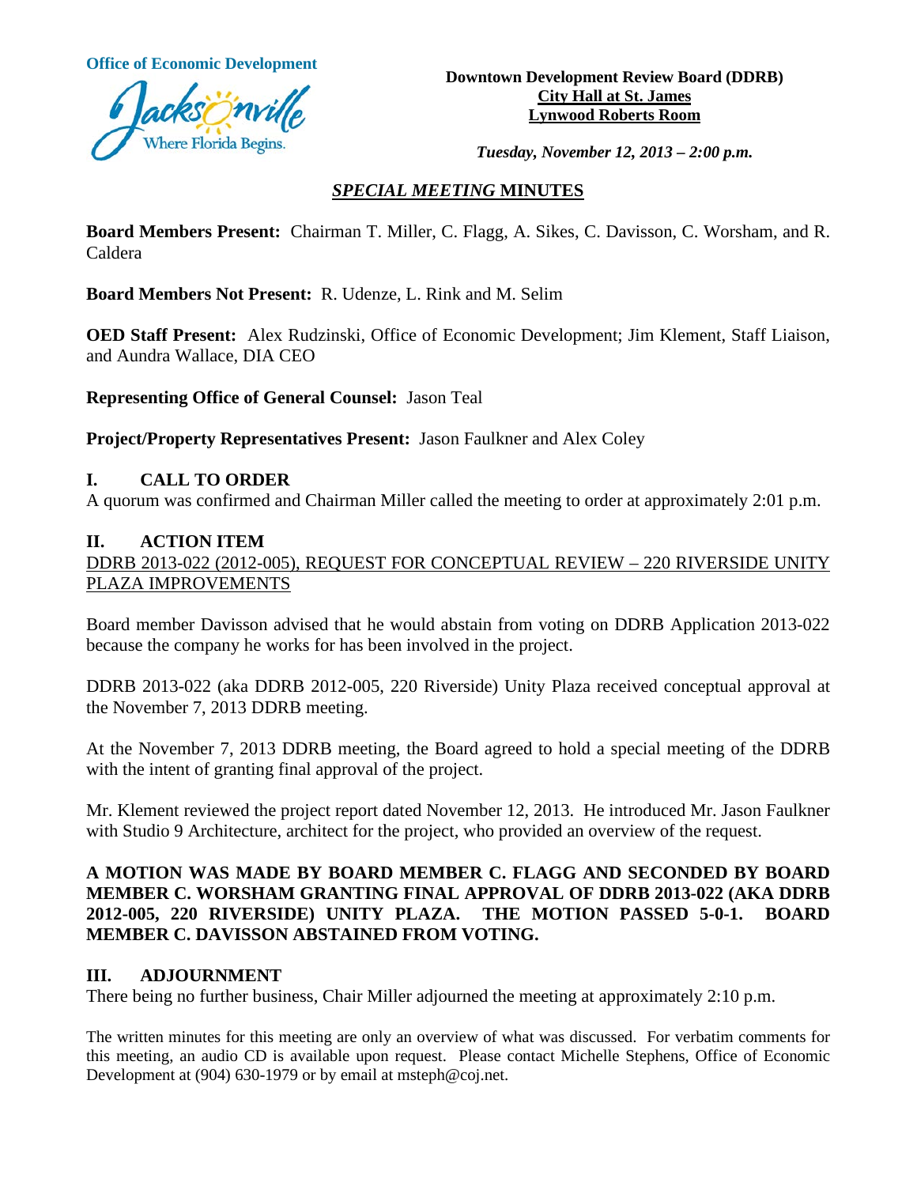**Office of Economic Development**

**Downtown Development Review Board (DDRB)**
**City Hall at St. James**
**Lynwood Roberts Room**

***Tuesday, November 12, 2013 – 2:00 p.m.***

## *SPECIAL MEETING* MINUTES

**Board Members Present:** Chairman T. Miller, C. Flagg, A. Sikes, C. Davisson, C. Worsham, and R. Caldera

**Board Members Not Present:** R. Udenze, L. Rink and M. Selim

**OED Staff Present:** Alex Rudzinski, Office of Economic Development; Jim Klement, Staff Liaison, and Aundra Wallace, DIA CEO

**Representing Office of General Counsel:** Jason Teal

**Project/Property Representatives Present:** Jason Faulkner and Alex Coley

### I. CALL TO ORDER

A quorum was confirmed and Chairman Miller called the meeting to order at approximately 2:01 p.m.

### II. ACTION ITEM

DDRB 2013-022 (2012-005), REQUEST FOR CONCEPTUAL REVIEW – 220 RIVERSIDE UNITY PLAZA IMPROVEMENTS

Board member Davisson advised that he would abstain from voting on DDRB Application 2013-022 because the company he works for has been involved in the project.

DDRB 2013-022 (aka DDRB 2012-005, 220 Riverside) Unity Plaza received conceptual approval at the November 7, 2013 DDRB meeting.

At the November 7, 2013 DDRB meeting, the Board agreed to hold a special meeting of the DDRB with the intent of granting final approval of the project.

Mr. Klement reviewed the project report dated November 12, 2013. He introduced Mr. Jason Faulkner with Studio 9 Architecture, architect for the project, who provided an overview of the request.

**A MOTION WAS MADE BY BOARD MEMBER C. FLAGG AND SECONDED BY BOARD MEMBER C. WORSHAM GRANTING FINAL APPROVAL OF DDRB 2013-022 (AKA DDRB 2012-005, 220 RIVERSIDE) UNITY PLAZA. THE MOTION PASSED 5-0-1. BOARD MEMBER C. DAVISSON ABSTAINED FROM VOTING.**

### III. ADJOURNMENT

There being no further business, Chair Miller adjourned the meeting at approximately 2:10 p.m.

The written minutes for this meeting are only an overview of what was discussed. For verbatim comments for this meeting, an audio CD is available upon request. Please contact Michelle Stephens, Office of Economic Development at (904) 630-1979 or by email at msteph@coj.net.